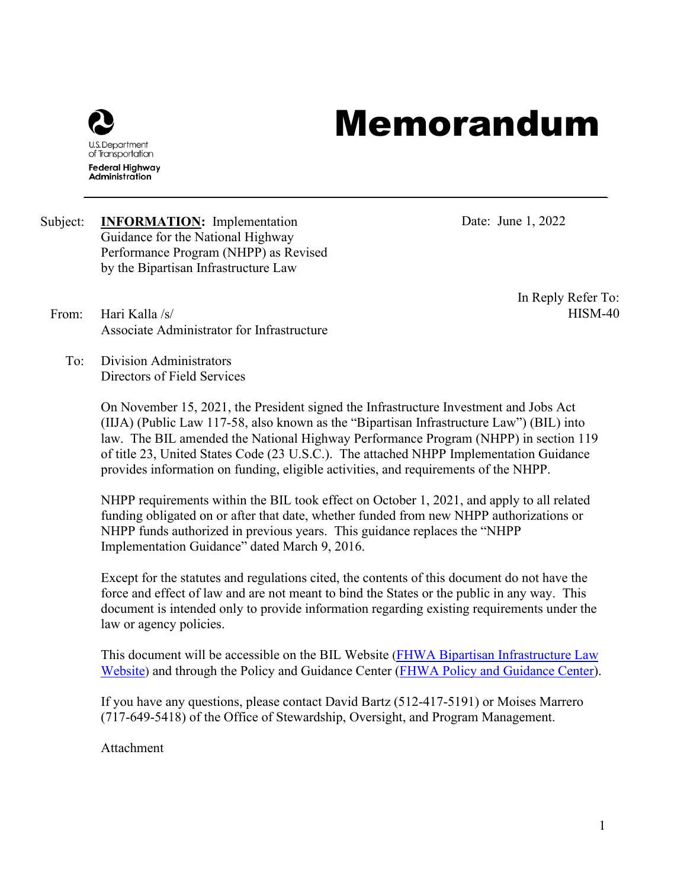U.S. Department of Transportation
Federal Highway Administration

# Memorandum

Subject: **INFORMATION:** Implementation Guidance for the National Highway Performance Program (NHPP) as Revised by the Bipartisan Infrastructure Law

Date: June 1, 2022

From: Hari Kalla /s/
Associate Administrator for Infrastructure

In Reply Refer To: HISM-40

To: Division Administrators
Directors of Field Services

On November 15, 2021, the President signed the Infrastructure Investment and Jobs Act (IIJA) (Public Law 117-58, also known as the "Bipartisan Infrastructure Law") (BIL) into law. The BIL amended the National Highway Performance Program (NHPP) in section 119 of title 23, United States Code (23 U.S.C.). The attached NHPP Implementation Guidance provides information on funding, eligible activities, and requirements of the NHPP.

NHPP requirements within the BIL took effect on October 1, 2021, and apply to all related funding obligated on or after that date, whether funded from new NHPP authorizations or NHPP funds authorized in previous years. This guidance replaces the "NHPP Implementation Guidance" dated March 9, 2016.

Except for the statutes and regulations cited, the contents of this document do not have the force and effect of law and are not meant to bind the States or the public in any way. This document is intended only to provide information regarding existing requirements under the law or agency policies.

This document will be accessible on the BIL Website (FHWA Bipartisan Infrastructure Law Website) and through the Policy and Guidance Center (FHWA Policy and Guidance Center).

If you have any questions, please contact David Bartz (512-417-5191) or Moises Marrero (717-649-5418) of the Office of Stewardship, Oversight, and Program Management.

Attachment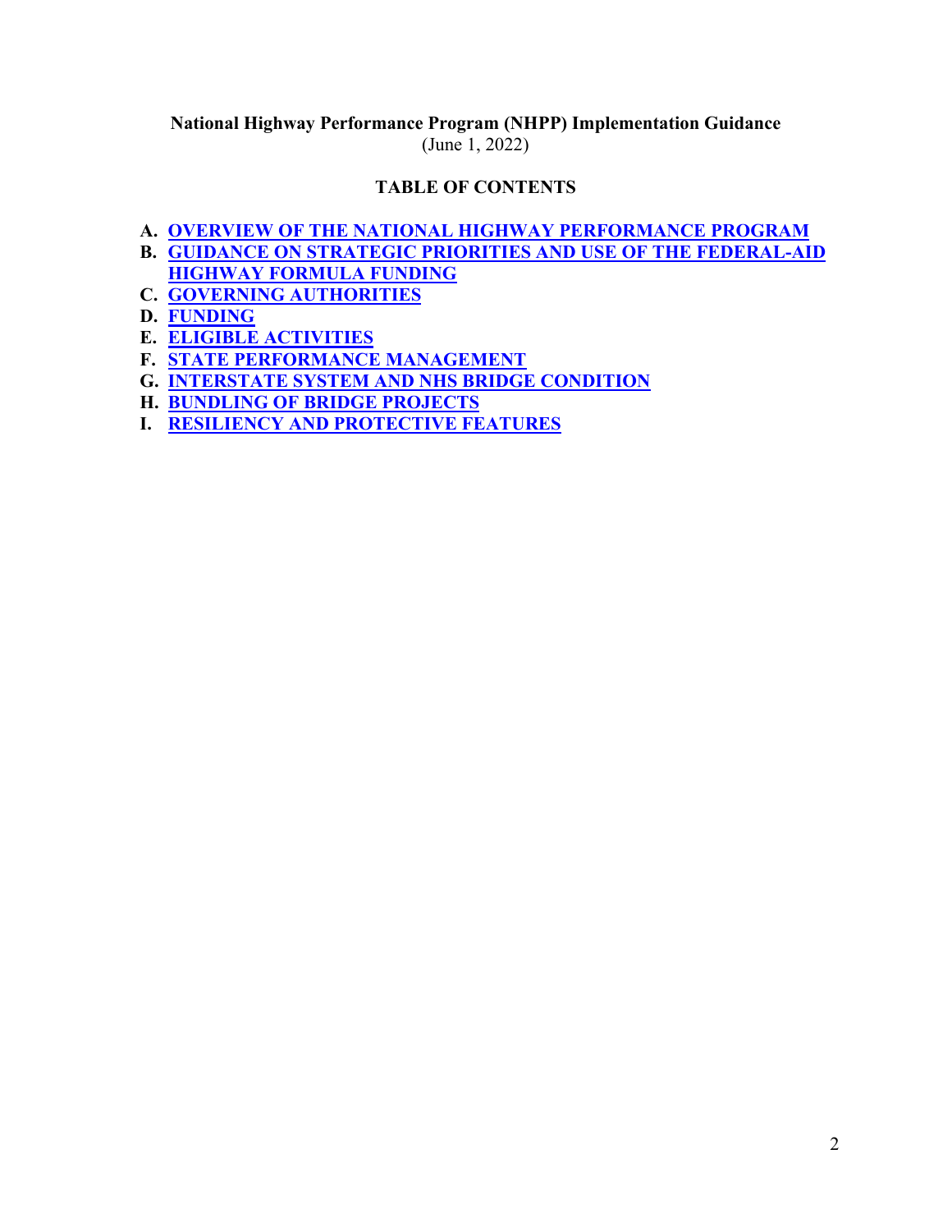**National Highway Performance Program (NHPP) Implementation Guidance**
(June 1, 2022)

## TABLE OF CONTENTS

- **A. OVERVIEW OF THE NATIONAL HIGHWAY PERFORMANCE PROGRAM**
- **B. GUIDANCE ON STRATEGIC PRIORITIES AND USE OF THE FEDERAL-AID HIGHWAY FORMULA FUNDING**
- **C. GOVERNING AUTHORITIES**
- **D. FUNDING**
- **E. ELIGIBLE ACTIVITIES**
- **F. STATE PERFORMANCE MANAGEMENT**
- **G. INTERSTATE SYSTEM AND NHS BRIDGE CONDITION**
- **H. BUNDLING OF BRIDGE PROJECTS**
- **I. RESILIENCY AND PROTECTIVE FEATURES**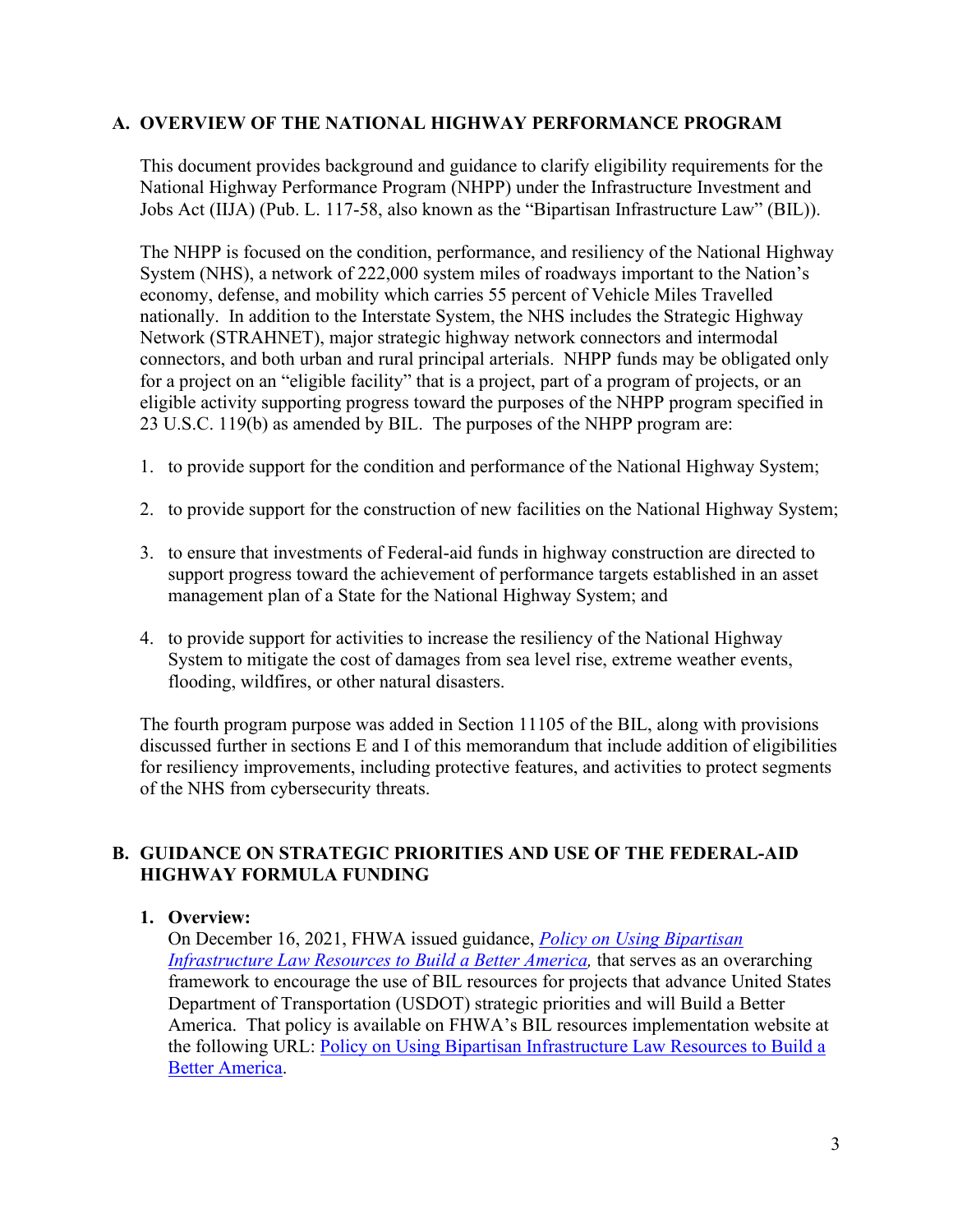## A. OVERVIEW OF THE NATIONAL HIGHWAY PERFORMANCE PROGRAM

This document provides background and guidance to clarify eligibility requirements for the National Highway Performance Program (NHPP) under the Infrastructure Investment and Jobs Act (IIJA) (Pub. L. 117-58, also known as the "Bipartisan Infrastructure Law" (BIL)).

The NHPP is focused on the condition, performance, and resiliency of the National Highway System (NHS), a network of 222,000 system miles of roadways important to the Nation's economy, defense, and mobility which carries 55 percent of Vehicle Miles Travelled nationally. In addition to the Interstate System, the NHS includes the Strategic Highway Network (STRAHNET), major strategic highway network connectors and intermodal connectors, and both urban and rural principal arterials. NHPP funds may be obligated only for a project on an "eligible facility" that is a project, part of a program of projects, or an eligible activity supporting progress toward the purposes of the NHPP program specified in 23 U.S.C. 119(b) as amended by BIL. The purposes of the NHPP program are:

1. to provide support for the condition and performance of the National Highway System;

2. to provide support for the construction of new facilities on the National Highway System;

3. to ensure that investments of Federal-aid funds in highway construction are directed to support progress toward the achievement of performance targets established in an asset management plan of a State for the National Highway System; and

4. to provide support for activities to increase the resiliency of the National Highway System to mitigate the cost of damages from sea level rise, extreme weather events, flooding, wildfires, or other natural disasters.

The fourth program purpose was added in Section 11105 of the BIL, along with provisions discussed further in sections E and I of this memorandum that include addition of eligibilities for resiliency improvements, including protective features, and activities to protect segments of the NHS from cybersecurity threats.

## B. GUIDANCE ON STRATEGIC PRIORITIES AND USE OF THE FEDERAL-AID HIGHWAY FORMULA FUNDING

### 1. Overview:

On December 16, 2021, FHWA issued guidance, *Policy on Using Bipartisan Infrastructure Law Resources to Build a Better America,* that serves as an overarching framework to encourage the use of BIL resources for projects that advance United States Department of Transportation (USDOT) strategic priorities and will Build a Better America. That policy is available on FHWA's BIL resources implementation website at the following URL: Policy on Using Bipartisan Infrastructure Law Resources to Build a Better America.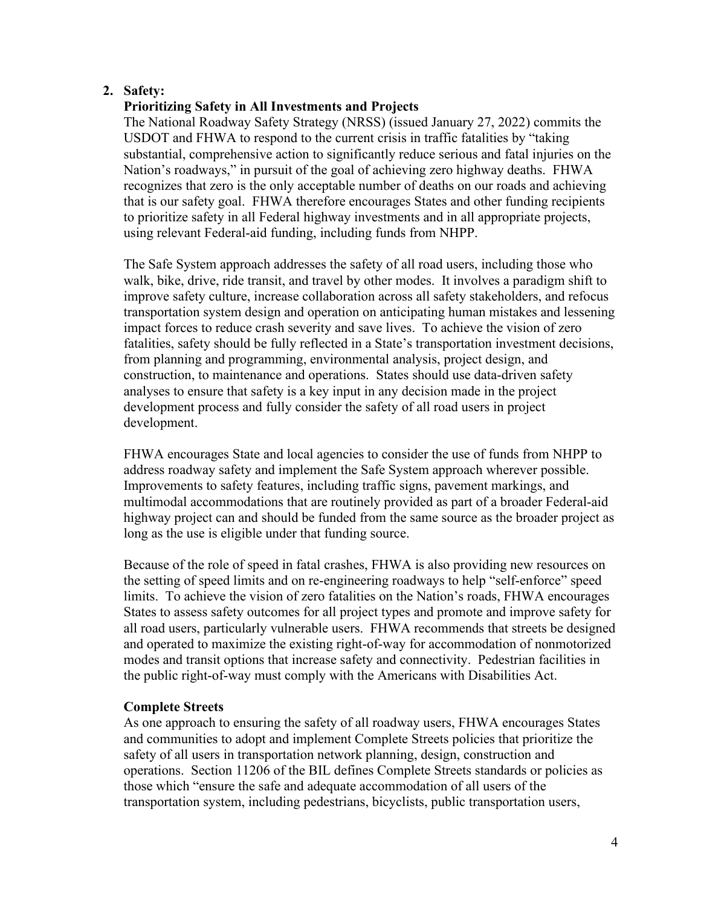## 2. Safety:

### Prioritizing Safety in All Investments and Projects

The National Roadway Safety Strategy (NRSS) (issued January 27, 2022) commits the USDOT and FHWA to respond to the current crisis in traffic fatalities by "taking substantial, comprehensive action to significantly reduce serious and fatal injuries on the Nation's roadways," in pursuit of the goal of achieving zero highway deaths. FHWA recognizes that zero is the only acceptable number of deaths on our roads and achieving that is our safety goal. FHWA therefore encourages States and other funding recipients to prioritize safety in all Federal highway investments and in all appropriate projects, using relevant Federal-aid funding, including funds from NHPP.

The Safe System approach addresses the safety of all road users, including those who walk, bike, drive, ride transit, and travel by other modes. It involves a paradigm shift to improve safety culture, increase collaboration across all safety stakeholders, and refocus transportation system design and operation on anticipating human mistakes and lessening impact forces to reduce crash severity and save lives. To achieve the vision of zero fatalities, safety should be fully reflected in a State's transportation investment decisions, from planning and programming, environmental analysis, project design, and construction, to maintenance and operations. States should use data-driven safety analyses to ensure that safety is a key input in any decision made in the project development process and fully consider the safety of all road users in project development.

FHWA encourages State and local agencies to consider the use of funds from NHPP to address roadway safety and implement the Safe System approach wherever possible. Improvements to safety features, including traffic signs, pavement markings, and multimodal accommodations that are routinely provided as part of a broader Federal-aid highway project can and should be funded from the same source as the broader project as long as the use is eligible under that funding source.

Because of the role of speed in fatal crashes, FHWA is also providing new resources on the setting of speed limits and on re-engineering roadways to help "self-enforce" speed limits. To achieve the vision of zero fatalities on the Nation's roads, FHWA encourages States to assess safety outcomes for all project types and promote and improve safety for all road users, particularly vulnerable users. FHWA recommends that streets be designed and operated to maximize the existing right-of-way for accommodation of nonmotorized modes and transit options that increase safety and connectivity. Pedestrian facilities in the public right-of-way must comply with the Americans with Disabilities Act.

### Complete Streets

As one approach to ensuring the safety of all roadway users, FHWA encourages States and communities to adopt and implement Complete Streets policies that prioritize the safety of all users in transportation network planning, design, construction and operations. Section 11206 of the BIL defines Complete Streets standards or policies as those which "ensure the safe and adequate accommodation of all users of the transportation system, including pedestrians, bicyclists, public transportation users,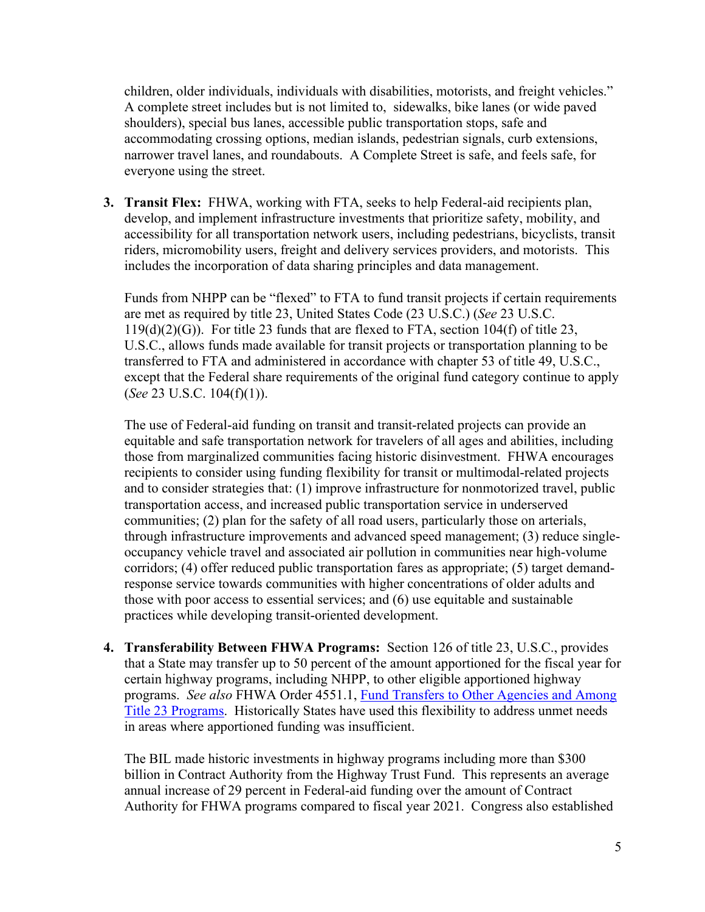children, older individuals, individuals with disabilities, motorists, and freight vehicles." A complete street includes but is not limited to, sidewalks, bike lanes (or wide paved shoulders), special bus lanes, accessible public transportation stops, safe and accommodating crossing options, median islands, pedestrian signals, curb extensions, narrower travel lanes, and roundabouts. A Complete Street is safe, and feels safe, for everyone using the street.

3. **Transit Flex:** FHWA, working with FTA, seeks to help Federal-aid recipients plan, develop, and implement infrastructure investments that prioritize safety, mobility, and accessibility for all transportation network users, including pedestrians, bicyclists, transit riders, micromobility users, freight and delivery services providers, and motorists. This includes the incorporation of data sharing principles and data management.

   Funds from NHPP can be "flexed" to FTA to fund transit projects if certain requirements are met as required by title 23, United States Code (23 U.S.C.) (*See* 23 U.S.C. 119(d)(2)(G)). For title 23 funds that are flexed to FTA, section 104(f) of title 23, U.S.C., allows funds made available for transit projects or transportation planning to be transferred to FTA and administered in accordance with chapter 53 of title 49, U.S.C., except that the Federal share requirements of the original fund category continue to apply (*See* 23 U.S.C. 104(f)(1)).

   The use of Federal-aid funding on transit and transit-related projects can provide an equitable and safe transportation network for travelers of all ages and abilities, including those from marginalized communities facing historic disinvestment. FHWA encourages recipients to consider using funding flexibility for transit or multimodal-related projects and to consider strategies that: (1) improve infrastructure for nonmotorized travel, public transportation access, and increased public transportation service in underserved communities; (2) plan for the safety of all road users, particularly those on arterials, through infrastructure improvements and advanced speed management; (3) reduce single-occupancy vehicle travel and associated air pollution in communities near high-volume corridors; (4) offer reduced public transportation fares as appropriate; (5) target demand-response service towards communities with higher concentrations of older adults and those with poor access to essential services; and (6) use equitable and sustainable practices while developing transit-oriented development.

4. **Transferability Between FHWA Programs:** Section 126 of title 23, U.S.C., provides that a State may transfer up to 50 percent of the amount apportioned for the fiscal year for certain highway programs, including NHPP, to other eligible apportioned highway programs. *See also* FHWA Order 4551.1, Fund Transfers to Other Agencies and Among Title 23 Programs. Historically States have used this flexibility to address unmet needs in areas where apportioned funding was insufficient.

   The BIL made historic investments in highway programs including more than $300 billion in Contract Authority from the Highway Trust Fund. This represents an average annual increase of 29 percent in Federal-aid funding over the amount of Contract Authority for FHWA programs compared to fiscal year 2021. Congress also established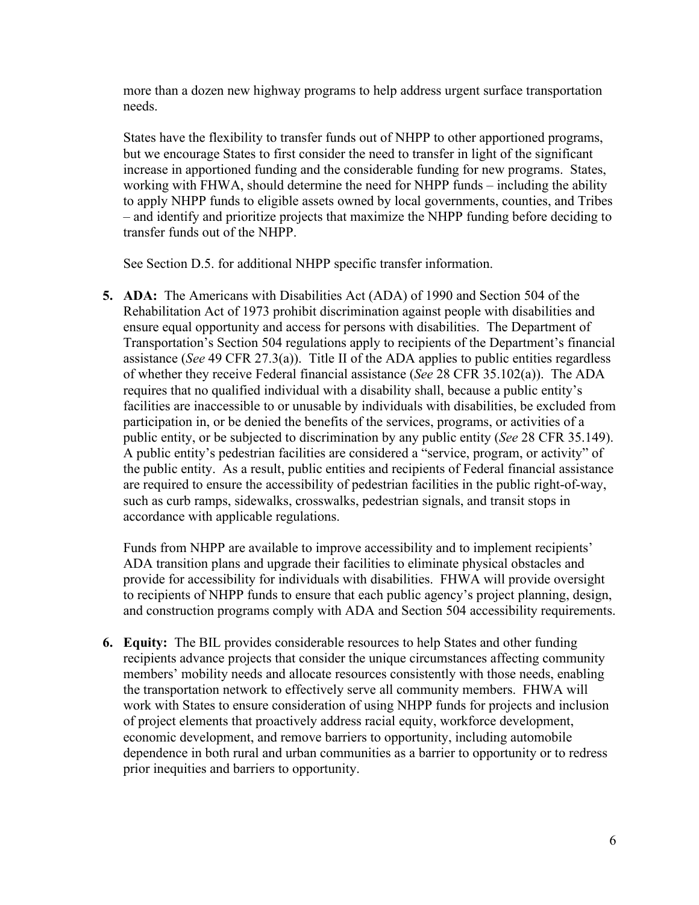more than a dozen new highway programs to help address urgent surface transportation needs.

States have the flexibility to transfer funds out of NHPP to other apportioned programs, but we encourage States to first consider the need to transfer in light of the significant increase in apportioned funding and the considerable funding for new programs. States, working with FHWA, should determine the need for NHPP funds – including the ability to apply NHPP funds to eligible assets owned by local governments, counties, and Tribes – and identify and prioritize projects that maximize the NHPP funding before deciding to transfer funds out of the NHPP.

See Section D.5. for additional NHPP specific transfer information.

5. **ADA:** The Americans with Disabilities Act (ADA) of 1990 and Section 504 of the Rehabilitation Act of 1973 prohibit discrimination against people with disabilities and ensure equal opportunity and access for persons with disabilities. The Department of Transportation's Section 504 regulations apply to recipients of the Department's financial assistance (*See* 49 CFR 27.3(a)). Title II of the ADA applies to public entities regardless of whether they receive Federal financial assistance (*See* 28 CFR 35.102(a)). The ADA requires that no qualified individual with a disability shall, because a public entity's facilities are inaccessible to or unusable by individuals with disabilities, be excluded from participation in, or be denied the benefits of the services, programs, or activities of a public entity, or be subjected to discrimination by any public entity (*See* 28 CFR 35.149). A public entity's pedestrian facilities are considered a "service, program, or activity" of the public entity. As a result, public entities and recipients of Federal financial assistance are required to ensure the accessibility of pedestrian facilities in the public right-of-way, such as curb ramps, sidewalks, crosswalks, pedestrian signals, and transit stops in accordance with applicable regulations.

   Funds from NHPP are available to improve accessibility and to implement recipients' ADA transition plans and upgrade their facilities to eliminate physical obstacles and provide for accessibility for individuals with disabilities. FHWA will provide oversight to recipients of NHPP funds to ensure that each public agency's project planning, design, and construction programs comply with ADA and Section 504 accessibility requirements.

6. **Equity:** The BIL provides considerable resources to help States and other funding recipients advance projects that consider the unique circumstances affecting community members' mobility needs and allocate resources consistently with those needs, enabling the transportation network to effectively serve all community members. FHWA will work with States to ensure consideration of using NHPP funds for projects and inclusion of project elements that proactively address racial equity, workforce development, economic development, and remove barriers to opportunity, including automobile dependence in both rural and urban communities as a barrier to opportunity or to redress prior inequities and barriers to opportunity.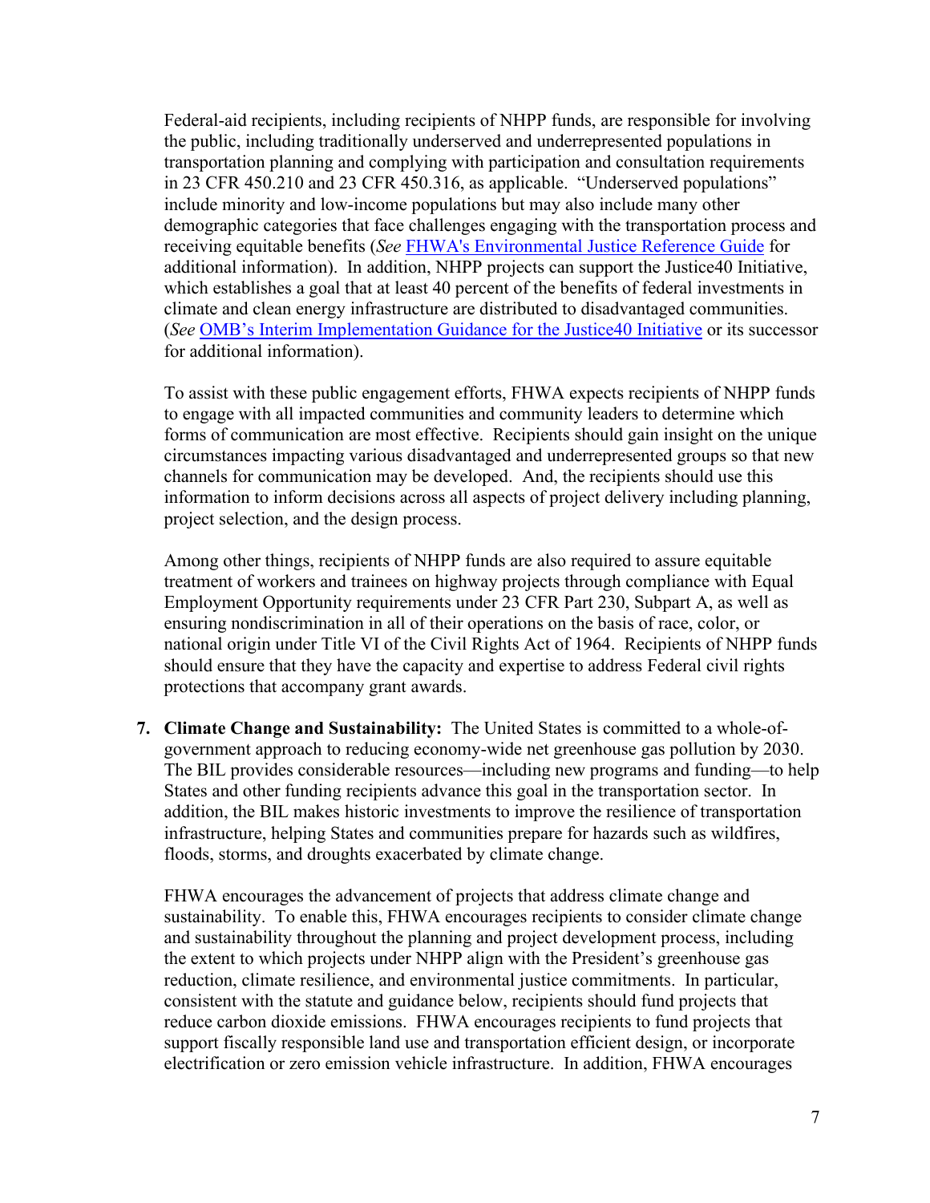Federal-aid recipients, including recipients of NHPP funds, are responsible for involving the public, including traditionally underserved and underrepresented populations in transportation planning and complying with participation and consultation requirements in 23 CFR 450.210 and 23 CFR 450.316, as applicable. "Underserved populations" include minority and low-income populations but may also include many other demographic categories that face challenges engaging with the transportation process and receiving equitable benefits (*See* FHWA's Environmental Justice Reference Guide for additional information). In addition, NHPP projects can support the Justice40 Initiative, which establishes a goal that at least 40 percent of the benefits of federal investments in climate and clean energy infrastructure are distributed to disadvantaged communities. (*See* OMB's Interim Implementation Guidance for the Justice40 Initiative or its successor for additional information).

To assist with these public engagement efforts, FHWA expects recipients of NHPP funds to engage with all impacted communities and community leaders to determine which forms of communication are most effective. Recipients should gain insight on the unique circumstances impacting various disadvantaged and underrepresented groups so that new channels for communication may be developed. And, the recipients should use this information to inform decisions across all aspects of project delivery including planning, project selection, and the design process.

Among other things, recipients of NHPP funds are also required to assure equitable treatment of workers and trainees on highway projects through compliance with Equal Employment Opportunity requirements under 23 CFR Part 230, Subpart A, as well as ensuring nondiscrimination in all of their operations on the basis of race, color, or national origin under Title VI of the Civil Rights Act of 1964. Recipients of NHPP funds should ensure that they have the capacity and expertise to address Federal civil rights protections that accompany grant awards.

7. **Climate Change and Sustainability:** The United States is committed to a whole-of-government approach to reducing economy-wide net greenhouse gas pollution by 2030. The BIL provides considerable resources—including new programs and funding—to help States and other funding recipients advance this goal in the transportation sector. In addition, the BIL makes historic investments to improve the resilience of transportation infrastructure, helping States and communities prepare for hazards such as wildfires, floods, storms, and droughts exacerbated by climate change.

   FHWA encourages the advancement of projects that address climate change and sustainability. To enable this, FHWA encourages recipients to consider climate change and sustainability throughout the planning and project development process, including the extent to which projects under NHPP align with the President's greenhouse gas reduction, climate resilience, and environmental justice commitments. In particular, consistent with the statute and guidance below, recipients should fund projects that reduce carbon dioxide emissions. FHWA encourages recipients to fund projects that support fiscally responsible land use and transportation efficient design, or incorporate electrification or zero emission vehicle infrastructure. In addition, FHWA encourages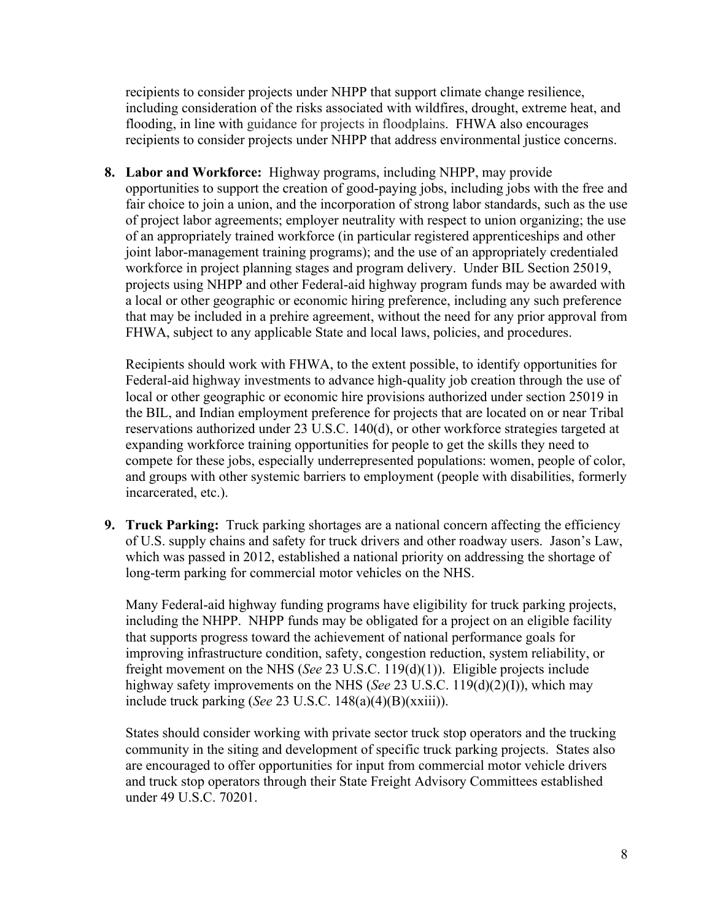recipients to consider projects under NHPP that support climate change resilience, including consideration of the risks associated with wildfires, drought, extreme heat, and flooding, in line with guidance for projects in floodplains. FHWA also encourages recipients to consider projects under NHPP that address environmental justice concerns.

8. **Labor and Workforce:** Highway programs, including NHPP, may provide opportunities to support the creation of good-paying jobs, including jobs with the free and fair choice to join a union, and the incorporation of strong labor standards, such as the use of project labor agreements; employer neutrality with respect to union organizing; the use of an appropriately trained workforce (in particular registered apprenticeships and other joint labor-management training programs); and the use of an appropriately credentialed workforce in project planning stages and program delivery. Under BIL Section 25019, projects using NHPP and other Federal-aid highway program funds may be awarded with a local or other geographic or economic hiring preference, including any such preference that may be included in a prehire agreement, without the need for any prior approval from FHWA, subject to any applicable State and local laws, policies, and procedures.

   Recipients should work with FHWA, to the extent possible, to identify opportunities for Federal-aid highway investments to advance high-quality job creation through the use of local or other geographic or economic hire provisions authorized under section 25019 in the BIL, and Indian employment preference for projects that are located on or near Tribal reservations authorized under 23 U.S.C. 140(d), or other workforce strategies targeted at expanding workforce training opportunities for people to get the skills they need to compete for these jobs, especially underrepresented populations: women, people of color, and groups with other systemic barriers to employment (people with disabilities, formerly incarcerated, etc.).

9. **Truck Parking:** Truck parking shortages are a national concern affecting the efficiency of U.S. supply chains and safety for truck drivers and other roadway users. Jason's Law, which was passed in 2012, established a national priority on addressing the shortage of long-term parking for commercial motor vehicles on the NHS.

   Many Federal-aid highway funding programs have eligibility for truck parking projects, including the NHPP. NHPP funds may be obligated for a project on an eligible facility that supports progress toward the achievement of national performance goals for improving infrastructure condition, safety, congestion reduction, system reliability, or freight movement on the NHS (*See* 23 U.S.C. 119(d)(1)). Eligible projects include highway safety improvements on the NHS (*See* 23 U.S.C. 119(d)(2)(I)), which may include truck parking (*See* 23 U.S.C. 148(a)(4)(B)(xxiii)).

   States should consider working with private sector truck stop operators and the trucking community in the siting and development of specific truck parking projects. States also are encouraged to offer opportunities for input from commercial motor vehicle drivers and truck stop operators through their State Freight Advisory Committees established under 49 U.S.C. 70201.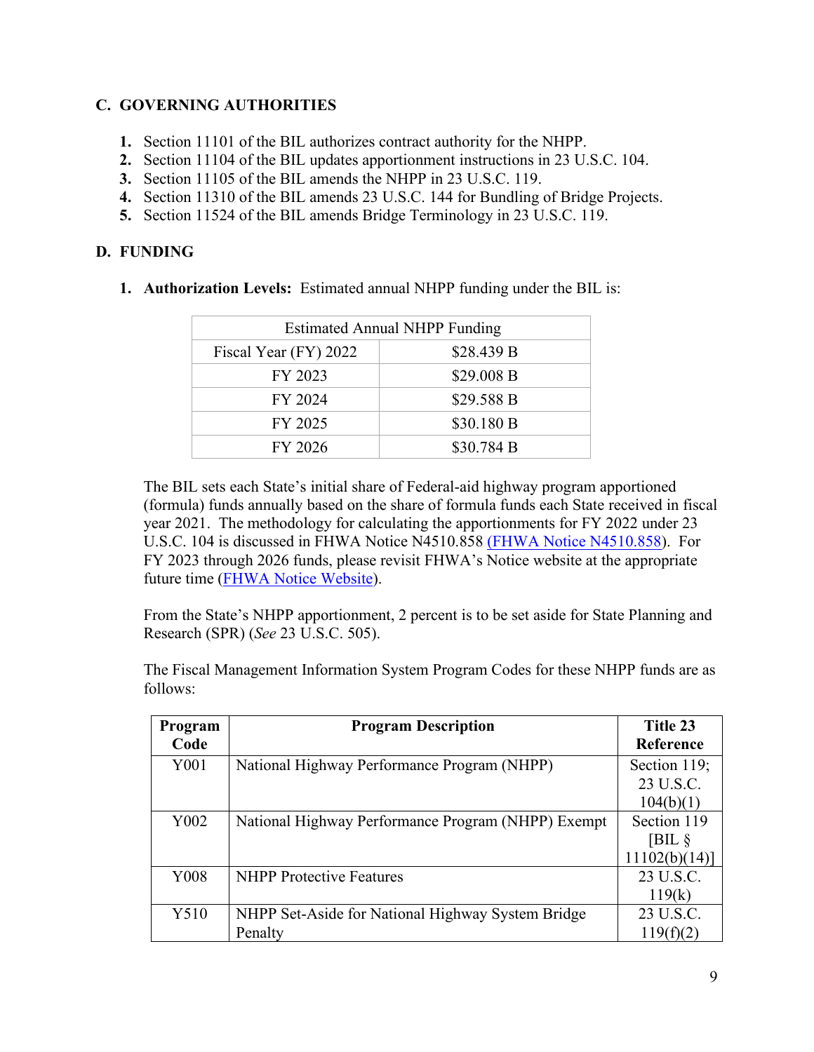## C. GOVERNING AUTHORITIES

1. Section 11101 of the BIL authorizes contract authority for the NHPP.
2. Section 11104 of the BIL updates apportionment instructions in 23 U.S.C. 104.
3. Section 11105 of the BIL amends the NHPP in 23 U.S.C. 119.
4. Section 11310 of the BIL amends 23 U.S.C. 144 for Bundling of Bridge Projects.
5. Section 11524 of the BIL amends Bridge Terminology in 23 U.S.C. 119.

## D. FUNDING

1. **Authorization Levels:** Estimated annual NHPP funding under the BIL is:

| Estimated Annual NHPP Funding | |
|---|---|
| Fiscal Year (FY) 2022 | $28.439 B |
| FY 2023 | $29.008 B |
| FY 2024 | $29.588 B |
| FY 2025 | $30.180 B |
| FY 2026 | $30.784 B |

The BIL sets each State's initial share of Federal-aid highway program apportioned (formula) funds annually based on the share of formula funds each State received in fiscal year 2021. The methodology for calculating the apportionments for FY 2022 under 23 U.S.C. 104 is discussed in FHWA Notice N4510.858 (FHWA Notice N4510.858). For FY 2023 through 2026 funds, please revisit FHWA's Notice website at the appropriate future time (FHWA Notice Website).

From the State's NHPP apportionment, 2 percent is to be set aside for State Planning and Research (SPR) (*See* 23 U.S.C. 505).

The Fiscal Management Information System Program Codes for these NHPP funds are as follows:

| Program Code | Program Description | Title 23 Reference |
|---|---|---|
| Y001 | National Highway Performance Program (NHPP) | Section 119; 23 U.S.C. 104(b)(1) |
| Y002 | National Highway Performance Program (NHPP) Exempt | Section 119 [BIL § 11102(b)(14)] |
| Y008 | NHPP Protective Features | 23 U.S.C. 119(k) |
| Y510 | NHPP Set-Aside for National Highway System Bridge Penalty | 23 U.S.C. 119(f)(2) |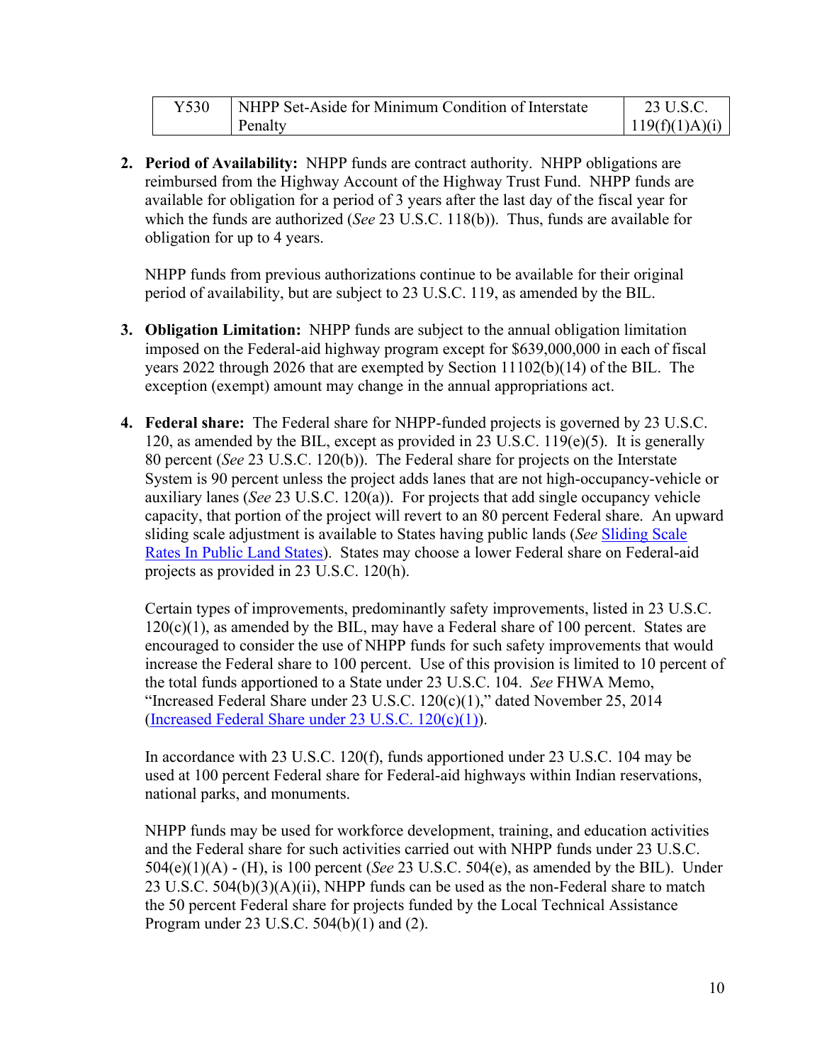| Y530 | NHPP Set-Aside for Minimum Condition of Interstate Penalty | 23 U.S.C. 119(f)(1)A)(i) |
|---|---|---|

2. **Period of Availability:** NHPP funds are contract authority. NHPP obligations are reimbursed from the Highway Account of the Highway Trust Fund. NHPP funds are available for obligation for a period of 3 years after the last day of the fiscal year for which the funds are authorized (*See* 23 U.S.C. 118(b)). Thus, funds are available for obligation for up to 4 years.

   NHPP funds from previous authorizations continue to be available for their original period of availability, but are subject to 23 U.S.C. 119, as amended by the BIL.

3. **Obligation Limitation:** NHPP funds are subject to the annual obligation limitation imposed on the Federal-aid highway program except for $639,000,000 in each of fiscal years 2022 through 2026 that are exempted by Section 11102(b)(14) of the BIL. The exception (exempt) amount may change in the annual appropriations act.

4. **Federal share:** The Federal share for NHPP-funded projects is governed by 23 U.S.C. 120, as amended by the BIL, except as provided in 23 U.S.C. 119(e)(5). It is generally 80 percent (*See* 23 U.S.C. 120(b)). The Federal share for projects on the Interstate System is 90 percent unless the project adds lanes that are not high-occupancy-vehicle or auxiliary lanes (*See* 23 U.S.C. 120(a)). For projects that add single occupancy vehicle capacity, that portion of the project will revert to an 80 percent Federal share. An upward sliding scale adjustment is available to States having public lands (*See* Sliding Scale Rates In Public Land States). States may choose a lower Federal share on Federal-aid projects as provided in 23 U.S.C. 120(h).

   Certain types of improvements, predominantly safety improvements, listed in 23 U.S.C. 120(c)(1), as amended by the BIL, may have a Federal share of 100 percent. States are encouraged to consider the use of NHPP funds for such safety improvements that would increase the Federal share to 100 percent. Use of this provision is limited to 10 percent of the total funds apportioned to a State under 23 U.S.C. 104. *See* FHWA Memo, "Increased Federal Share under 23 U.S.C. 120(c)(1)," dated November 25, 2014 (Increased Federal Share under 23 U.S.C. 120(c)(1)).

   In accordance with 23 U.S.C. 120(f), funds apportioned under 23 U.S.C. 104 may be used at 100 percent Federal share for Federal-aid highways within Indian reservations, national parks, and monuments.

   NHPP funds may be used for workforce development, training, and education activities and the Federal share for such activities carried out with NHPP funds under 23 U.S.C. 504(e)(1)(A) - (H), is 100 percent (*See* 23 U.S.C. 504(e), as amended by the BIL). Under 23 U.S.C. 504(b)(3)(A)(ii), NHPP funds can be used as the non-Federal share to match the 50 percent Federal share for projects funded by the Local Technical Assistance Program under 23 U.S.C. 504(b)(1) and (2).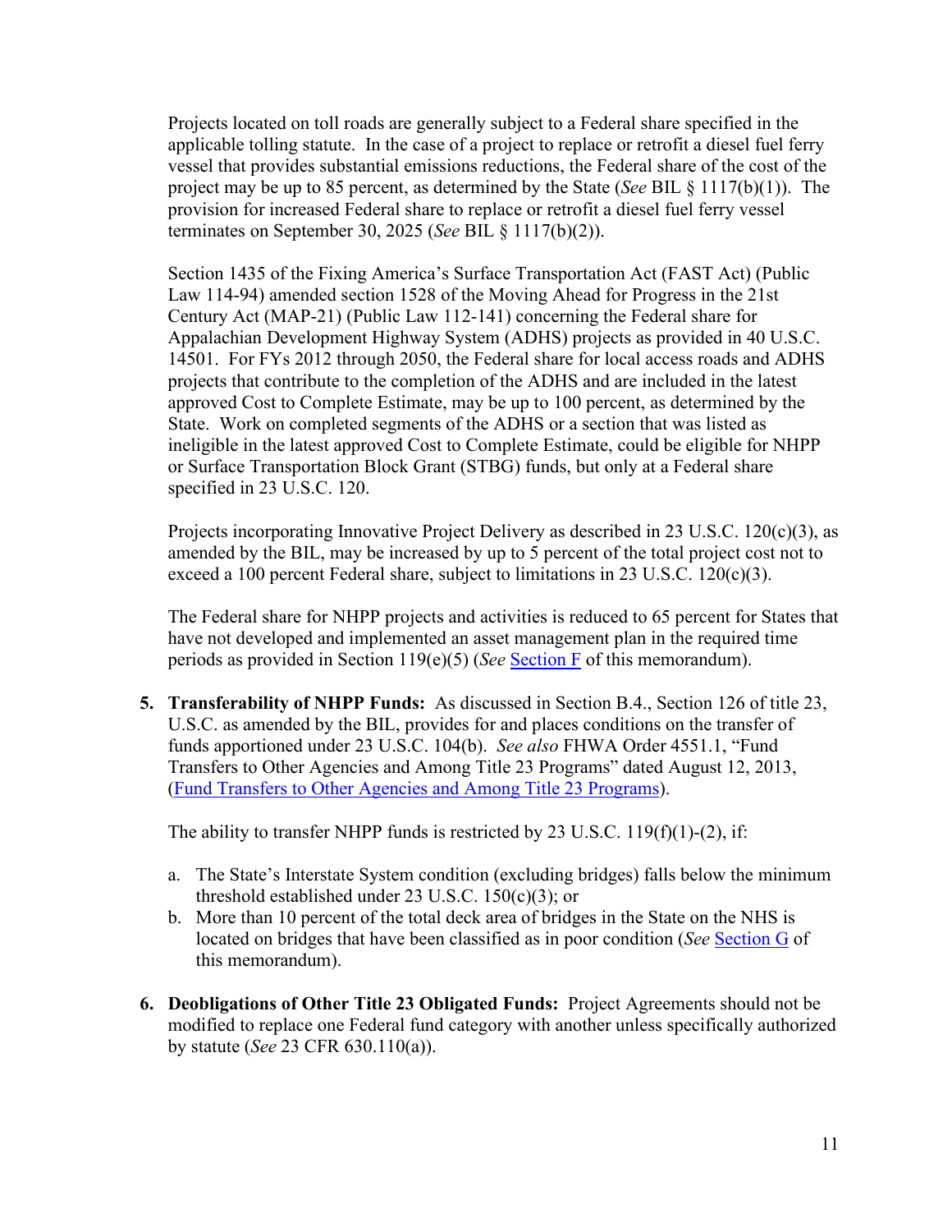Projects located on toll roads are generally subject to a Federal share specified in the applicable tolling statute. In the case of a project to replace or retrofit a diesel fuel ferry vessel that provides substantial emissions reductions, the Federal share of the cost of the project may be up to 85 percent, as determined by the State (*See* BIL § 1117(b)(1)). The provision for increased Federal share to replace or retrofit a diesel fuel ferry vessel terminates on September 30, 2025 (*See* BIL § 1117(b)(2)).

Section 1435 of the Fixing America's Surface Transportation Act (FAST Act) (Public Law 114-94) amended section 1528 of the Moving Ahead for Progress in the 21st Century Act (MAP-21) (Public Law 112-141) concerning the Federal share for Appalachian Development Highway System (ADHS) projects as provided in 40 U.S.C. 14501. For FYs 2012 through 2050, the Federal share for local access roads and ADHS projects that contribute to the completion of the ADHS and are included in the latest approved Cost to Complete Estimate, may be up to 100 percent, as determined by the State. Work on completed segments of the ADHS or a section that was listed as ineligible in the latest approved Cost to Complete Estimate, could be eligible for NHPP or Surface Transportation Block Grant (STBG) funds, but only at a Federal share specified in 23 U.S.C. 120.

Projects incorporating Innovative Project Delivery as described in 23 U.S.C. 120(c)(3), as amended by the BIL, may be increased by up to 5 percent of the total project cost not to exceed a 100 percent Federal share, subject to limitations in 23 U.S.C. 120(c)(3).

The Federal share for NHPP projects and activities is reduced to 65 percent for States that have not developed and implemented an asset management plan in the required time periods as provided in Section 119(e)(5) (*See* Section F of this memorandum).

5. **Transferability of NHPP Funds:** As discussed in Section B.4., Section 126 of title 23, U.S.C. as amended by the BIL, provides for and places conditions on the transfer of funds apportioned under 23 U.S.C. 104(b). *See also* FHWA Order 4551.1, "Fund Transfers to Other Agencies and Among Title 23 Programs" dated August 12, 2013, (Fund Transfers to Other Agencies and Among Title 23 Programs).

   The ability to transfer NHPP funds is restricted by 23 U.S.C. 119(f)(1)-(2), if:

   a. The State's Interstate System condition (excluding bridges) falls below the minimum threshold established under 23 U.S.C. 150(c)(3); or
   b. More than 10 percent of the total deck area of bridges in the State on the NHS is located on bridges that have been classified as in poor condition (*See* Section G of this memorandum).

6. **Deobligations of Other Title 23 Obligated Funds:** Project Agreements should not be modified to replace one Federal fund category with another unless specifically authorized by statute (*See* 23 CFR 630.110(a)).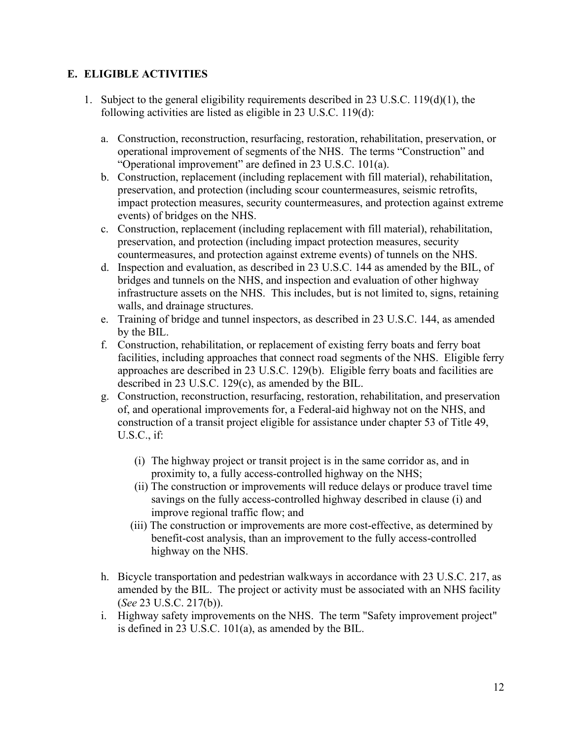## E. ELIGIBLE ACTIVITIES

1. Subject to the general eligibility requirements described in 23 U.S.C. 119(d)(1), the following activities are listed as eligible in 23 U.S.C. 119(d):

   a. Construction, reconstruction, resurfacing, restoration, rehabilitation, preservation, or operational improvement of segments of the NHS. The terms "Construction" and "Operational improvement" are defined in 23 U.S.C. 101(a).

   b. Construction, replacement (including replacement with fill material), rehabilitation, preservation, and protection (including scour countermeasures, seismic retrofits, impact protection measures, security countermeasures, and protection against extreme events) of bridges on the NHS.

   c. Construction, replacement (including replacement with fill material), rehabilitation, preservation, and protection (including impact protection measures, security countermeasures, and protection against extreme events) of tunnels on the NHS.

   d. Inspection and evaluation, as described in 23 U.S.C. 144 as amended by the BIL, of bridges and tunnels on the NHS, and inspection and evaluation of other highway infrastructure assets on the NHS. This includes, but is not limited to, signs, retaining walls, and drainage structures.

   e. Training of bridge and tunnel inspectors, as described in 23 U.S.C. 144, as amended by the BIL.

   f. Construction, rehabilitation, or replacement of existing ferry boats and ferry boat facilities, including approaches that connect road segments of the NHS. Eligible ferry approaches are described in 23 U.S.C. 129(b). Eligible ferry boats and facilities are described in 23 U.S.C. 129(c), as amended by the BIL.

   g. Construction, reconstruction, resurfacing, restoration, rehabilitation, and preservation of, and operational improvements for, a Federal-aid highway not on the NHS, and construction of a transit project eligible for assistance under chapter 53 of Title 49, U.S.C., if:

      (i) The highway project or transit project is in the same corridor as, and in proximity to, a fully access-controlled highway on the NHS;

      (ii) The construction or improvements will reduce delays or produce travel time savings on the fully access-controlled highway described in clause (i) and improve regional traffic flow; and

      (iii) The construction or improvements are more cost-effective, as determined by benefit-cost analysis, than an improvement to the fully access-controlled highway on the NHS.

   h. Bicycle transportation and pedestrian walkways in accordance with 23 U.S.C. 217, as amended by the BIL. The project or activity must be associated with an NHS facility (*See* 23 U.S.C. 217(b)).

   i. Highway safety improvements on the NHS. The term "Safety improvement project" is defined in 23 U.S.C. 101(a), as amended by the BIL.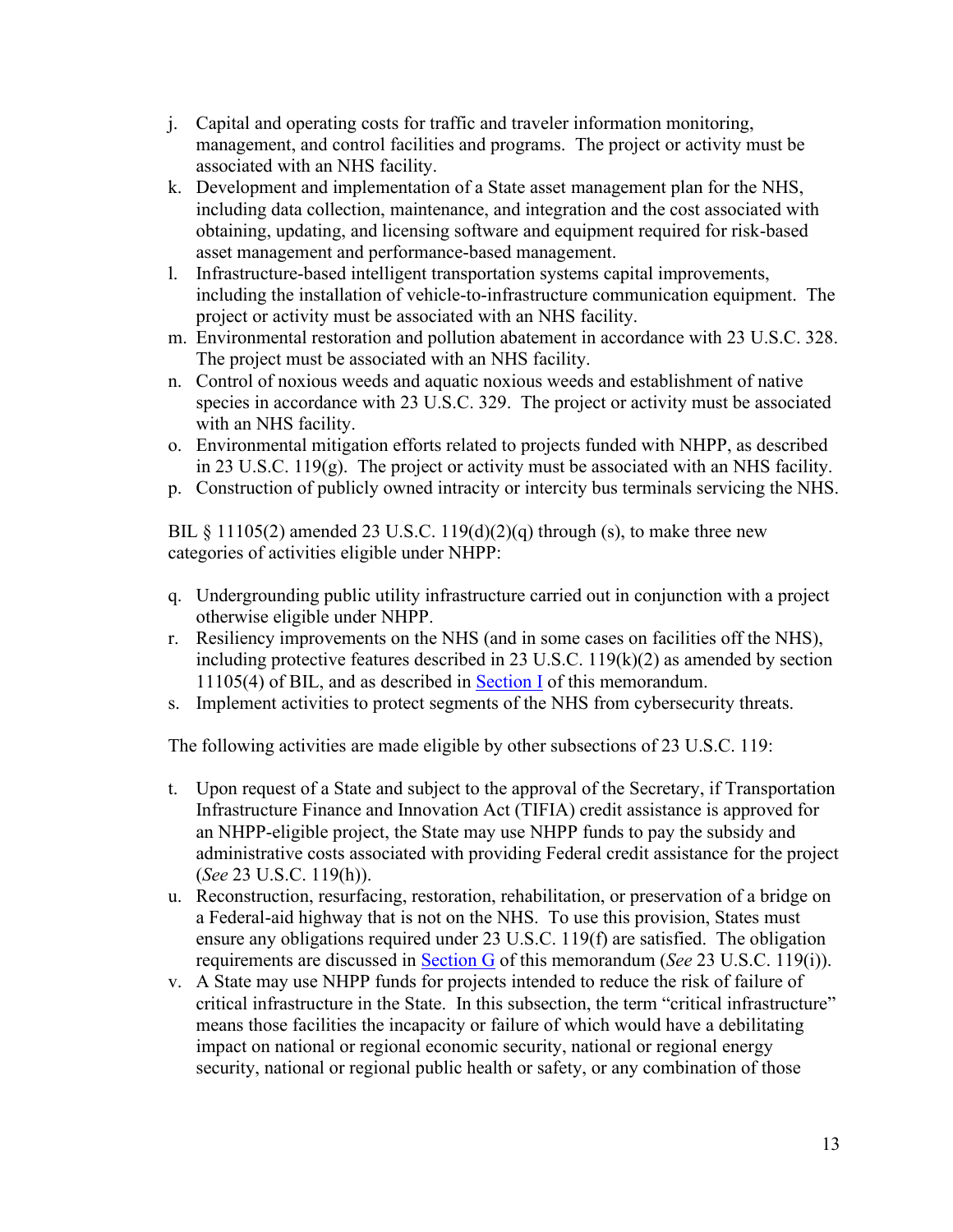j. Capital and operating costs for traffic and traveler information monitoring, management, and control facilities and programs. The project or activity must be associated with an NHS facility.
k. Development and implementation of a State asset management plan for the NHS, including data collection, maintenance, and integration and the cost associated with obtaining, updating, and licensing software and equipment required for risk-based asset management and performance-based management.
l. Infrastructure-based intelligent transportation systems capital improvements, including the installation of vehicle-to-infrastructure communication equipment. The project or activity must be associated with an NHS facility.
m. Environmental restoration and pollution abatement in accordance with 23 U.S.C. 328. The project must be associated with an NHS facility.
n. Control of noxious weeds and aquatic noxious weeds and establishment of native species in accordance with 23 U.S.C. 329. The project or activity must be associated with an NHS facility.
o. Environmental mitigation efforts related to projects funded with NHPP, as described in 23 U.S.C. 119(g). The project or activity must be associated with an NHS facility.
p. Construction of publicly owned intracity or intercity bus terminals servicing the NHS.

BIL § 11105(2) amended 23 U.S.C. 119(d)(2)(q) through (s), to make three new categories of activities eligible under NHPP:

q. Undergrounding public utility infrastructure carried out in conjunction with a project otherwise eligible under NHPP.
r. Resiliency improvements on the NHS (and in some cases on facilities off the NHS), including protective features described in 23 U.S.C. 119(k)(2) as amended by section 11105(4) of BIL, and as described in Section I of this memorandum.
s. Implement activities to protect segments of the NHS from cybersecurity threats.

The following activities are made eligible by other subsections of 23 U.S.C. 119:

t. Upon request of a State and subject to the approval of the Secretary, if Transportation Infrastructure Finance and Innovation Act (TIFIA) credit assistance is approved for an NHPP-eligible project, the State may use NHPP funds to pay the subsidy and administrative costs associated with providing Federal credit assistance for the project (*See* 23 U.S.C. 119(h)).
u. Reconstruction, resurfacing, restoration, rehabilitation, or preservation of a bridge on a Federal-aid highway that is not on the NHS. To use this provision, States must ensure any obligations required under 23 U.S.C. 119(f) are satisfied. The obligation requirements are discussed in Section G of this memorandum (*See* 23 U.S.C. 119(i)).
v. A State may use NHPP funds for projects intended to reduce the risk of failure of critical infrastructure in the State. In this subsection, the term "critical infrastructure" means those facilities the incapacity or failure of which would have a debilitating impact on national or regional economic security, national or regional energy security, national or regional public health or safety, or any combination of those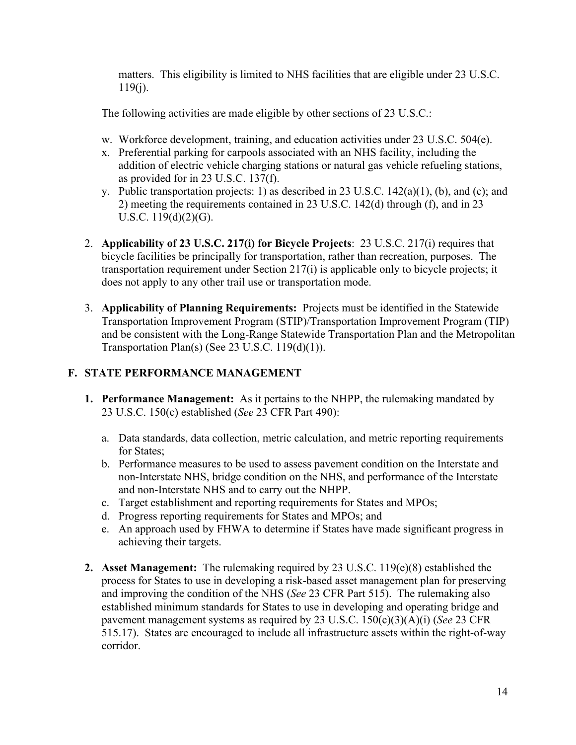matters. This eligibility is limited to NHS facilities that are eligible under 23 U.S.C. 119(j).

The following activities are made eligible by other sections of 23 U.S.C.:

w. Workforce development, training, and education activities under 23 U.S.C. 504(e).
x. Preferential parking for carpools associated with an NHS facility, including the addition of electric vehicle charging stations or natural gas vehicle refueling stations, as provided for in 23 U.S.C. 137(f).
y. Public transportation projects: 1) as described in 23 U.S.C. 142(a)(1), (b), and (c); and 2) meeting the requirements contained in 23 U.S.C. 142(d) through (f), and in 23 U.S.C. 119(d)(2)(G).

2. **Applicability of 23 U.S.C. 217(i) for Bicycle Projects**: 23 U.S.C. 217(i) requires that bicycle facilities be principally for transportation, rather than recreation, purposes. The transportation requirement under Section 217(i) is applicable only to bicycle projects; it does not apply to any other trail use or transportation mode.

3. **Applicability of Planning Requirements:** Projects must be identified in the Statewide Transportation Improvement Program (STIP)/Transportation Improvement Program (TIP) and be consistent with the Long-Range Statewide Transportation Plan and the Metropolitan Transportation Plan(s) (See 23 U.S.C. 119(d)(1)).

## F. STATE PERFORMANCE MANAGEMENT

1. **Performance Management:** As it pertains to the NHPP, the rulemaking mandated by 23 U.S.C. 150(c) established (*See* 23 CFR Part 490):

   a. Data standards, data collection, metric calculation, and metric reporting requirements for States;
   b. Performance measures to be used to assess pavement condition on the Interstate and non-Interstate NHS, bridge condition on the NHS, and performance of the Interstate and non-Interstate NHS and to carry out the NHPP.
   c. Target establishment and reporting requirements for States and MPOs;
   d. Progress reporting requirements for States and MPOs; and
   e. An approach used by FHWA to determine if States have made significant progress in achieving their targets.

2. **Asset Management:** The rulemaking required by 23 U.S.C. 119(e)(8) established the process for States to use in developing a risk-based asset management plan for preserving and improving the condition of the NHS (*See* 23 CFR Part 515). The rulemaking also established minimum standards for States to use in developing and operating bridge and pavement management systems as required by 23 U.S.C. 150(c)(3)(A)(i) (*See* 23 CFR 515.17). States are encouraged to include all infrastructure assets within the right-of-way corridor.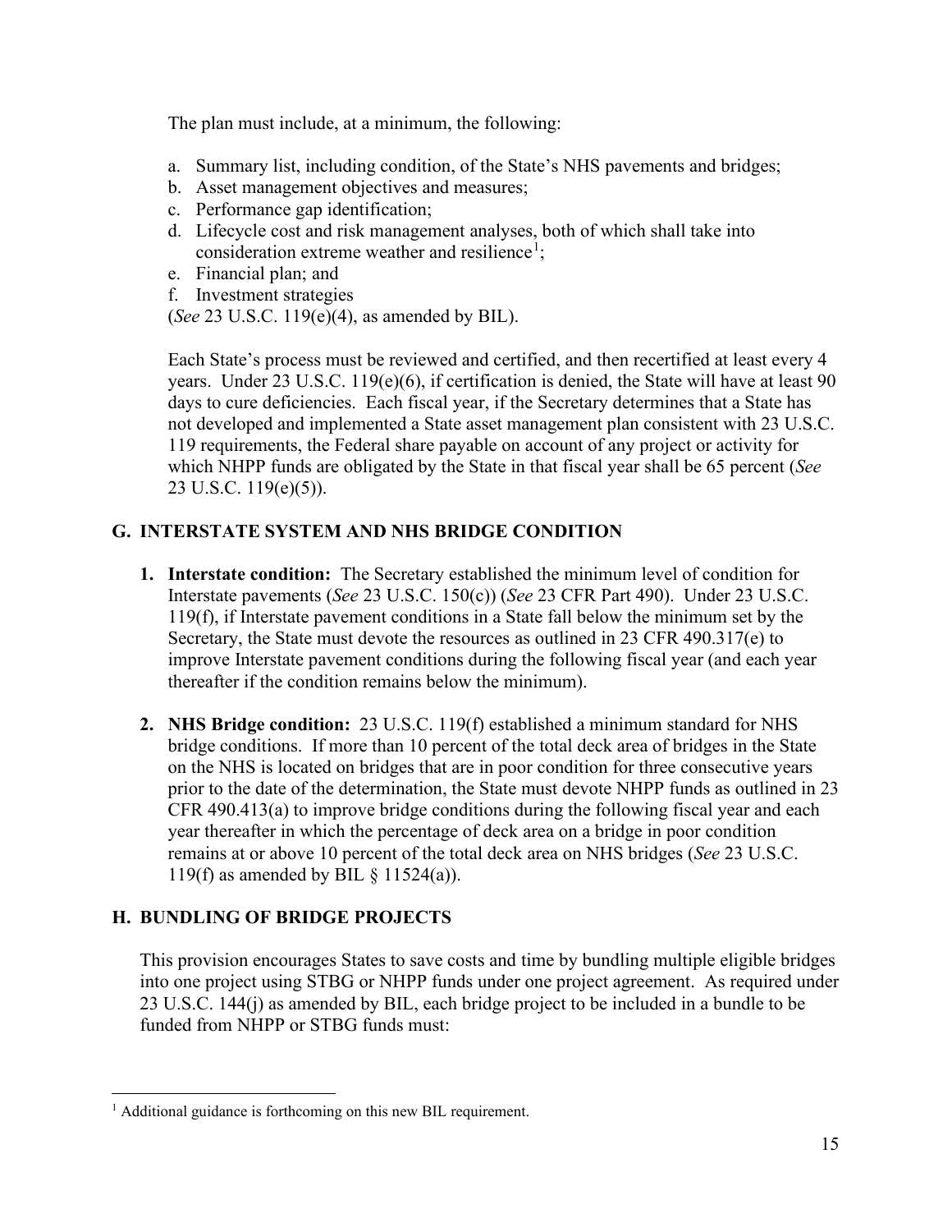The plan must include, at a minimum, the following:

a. Summary list, including condition, of the State's NHS pavements and bridges;
b. Asset management objectives and measures;
c. Performance gap identification;
d. Lifecycle cost and risk management analyses, both of which shall take into consideration extreme weather and resilience[1];
e. Financial plan; and
f. Investment strategies

(*See* 23 U.S.C. 119(e)(4), as amended by BIL).

Each State's process must be reviewed and certified, and then recertified at least every 4 years. Under 23 U.S.C. 119(e)(6), if certification is denied, the State will have at least 90 days to cure deficiencies. Each fiscal year, if the Secretary determines that a State has not developed and implemented a State asset management plan consistent with 23 U.S.C. 119 requirements, the Federal share payable on account of any project or activity for which NHPP funds are obligated by the State in that fiscal year shall be 65 percent (*See* 23 U.S.C. 119(e)(5)).

## G. INTERSTATE SYSTEM AND NHS BRIDGE CONDITION

1. **Interstate condition:** The Secretary established the minimum level of condition for Interstate pavements (*See* 23 U.S.C. 150(c)) (*See* 23 CFR Part 490). Under 23 U.S.C. 119(f), if Interstate pavement conditions in a State fall below the minimum set by the Secretary, the State must devote the resources as outlined in 23 CFR 490.317(e) to improve Interstate pavement conditions during the following fiscal year (and each year thereafter if the condition remains below the minimum).

2. **NHS Bridge condition:** 23 U.S.C. 119(f) established a minimum standard for NHS bridge conditions. If more than 10 percent of the total deck area of bridges in the State on the NHS is located on bridges that are in poor condition for three consecutive years prior to the date of the determination, the State must devote NHPP funds as outlined in 23 CFR 490.413(a) to improve bridge conditions during the following fiscal year and each year thereafter in which the percentage of deck area on a bridge in poor condition remains at or above 10 percent of the total deck area on NHS bridges (*See* 23 U.S.C. 119(f) as amended by BIL § 11524(a)).

## H. BUNDLING OF BRIDGE PROJECTS

This provision encourages States to save costs and time by bundling multiple eligible bridges into one project using STBG or NHPP funds under one project agreement. As required under 23 U.S.C. 144(j) as amended by BIL, each bridge project to be included in a bundle to be funded from NHPP or STBG funds must:

---

[1] Additional guidance is forthcoming on this new BIL requirement.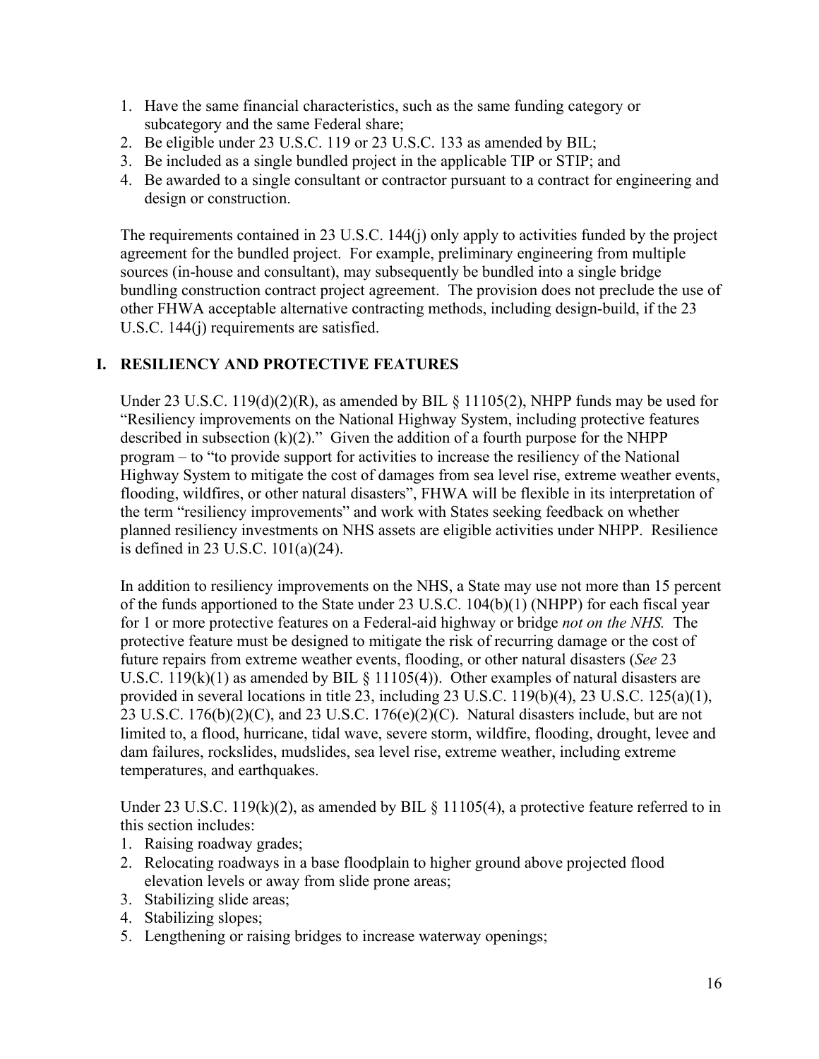1. Have the same financial characteristics, such as the same funding category or subcategory and the same Federal share;
2. Be eligible under 23 U.S.C. 119 or 23 U.S.C. 133 as amended by BIL;
3. Be included as a single bundled project in the applicable TIP or STIP; and
4. Be awarded to a single consultant or contractor pursuant to a contract for engineering and design or construction.

The requirements contained in 23 U.S.C. 144(j) only apply to activities funded by the project agreement for the bundled project. For example, preliminary engineering from multiple sources (in-house and consultant), may subsequently be bundled into a single bridge bundling construction contract project agreement. The provision does not preclude the use of other FHWA acceptable alternative contracting methods, including design-build, if the 23 U.S.C. 144(j) requirements are satisfied.

## I. RESILIENCY AND PROTECTIVE FEATURES

Under 23 U.S.C. 119(d)(2)(R), as amended by BIL § 11105(2), NHPP funds may be used for "Resiliency improvements on the National Highway System, including protective features described in subsection (k)(2)." Given the addition of a fourth purpose for the NHPP program – to "to provide support for activities to increase the resiliency of the National Highway System to mitigate the cost of damages from sea level rise, extreme weather events, flooding, wildfires, or other natural disasters", FHWA will be flexible in its interpretation of the term "resiliency improvements" and work with States seeking feedback on whether planned resiliency investments on NHS assets are eligible activities under NHPP. Resilience is defined in 23 U.S.C. 101(a)(24).

In addition to resiliency improvements on the NHS, a State may use not more than 15 percent of the funds apportioned to the State under 23 U.S.C. 104(b)(1) (NHPP) for each fiscal year for 1 or more protective features on a Federal-aid highway or bridge *not on the NHS.* The protective feature must be designed to mitigate the risk of recurring damage or the cost of future repairs from extreme weather events, flooding, or other natural disasters (*See* 23 U.S.C. 119(k)(1) as amended by BIL § 11105(4)). Other examples of natural disasters are provided in several locations in title 23, including 23 U.S.C. 119(b)(4), 23 U.S.C. 125(a)(1), 23 U.S.C. 176(b)(2)(C), and 23 U.S.C. 176(e)(2)(C). Natural disasters include, but are not limited to, a flood, hurricane, tidal wave, severe storm, wildfire, flooding, drought, levee and dam failures, rockslides, mudslides, sea level rise, extreme weather, including extreme temperatures, and earthquakes.

Under 23 U.S.C. 119(k)(2), as amended by BIL § 11105(4), a protective feature referred to in this section includes:

1. Raising roadway grades;
2. Relocating roadways in a base floodplain to higher ground above projected flood elevation levels or away from slide prone areas;
3. Stabilizing slide areas;
4. Stabilizing slopes;
5. Lengthening or raising bridges to increase waterway openings;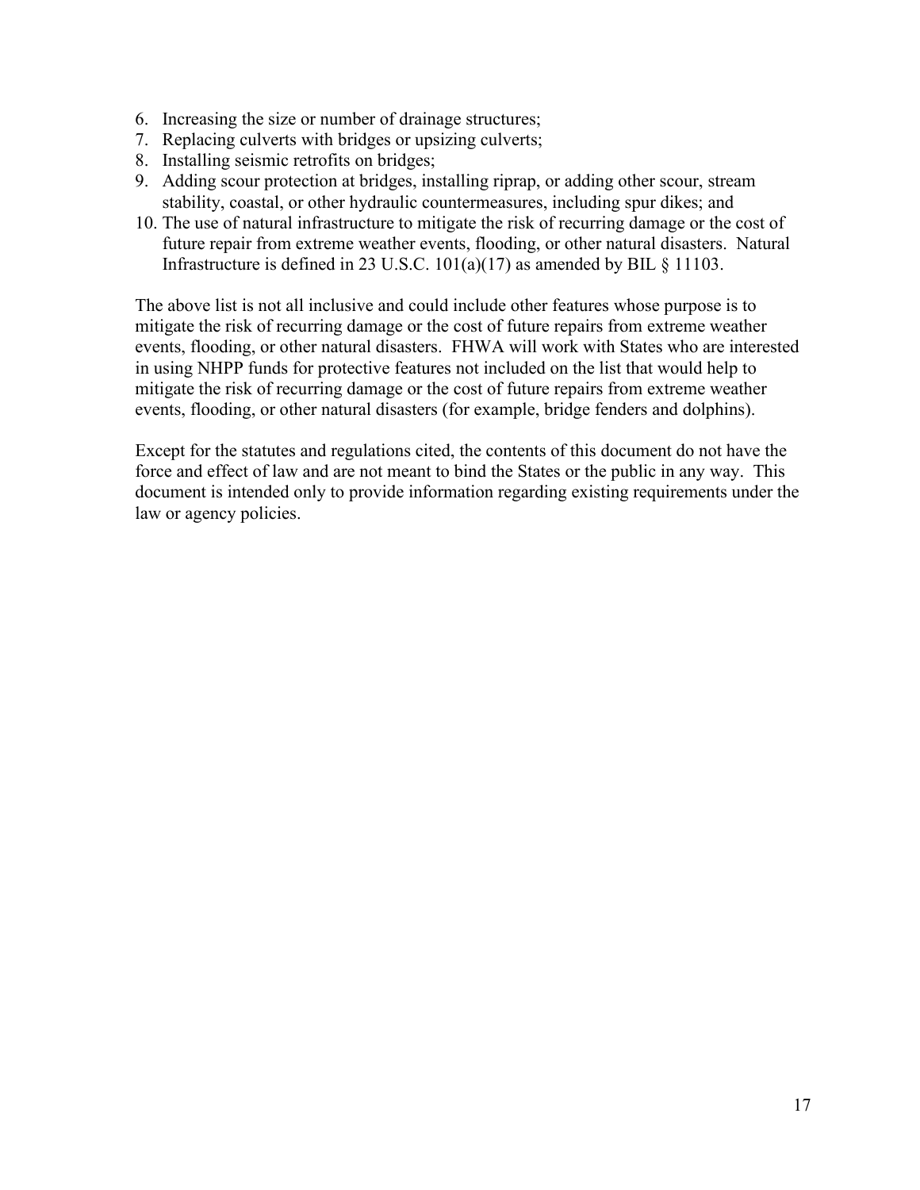6. Increasing the size or number of drainage structures;
7. Replacing culverts with bridges or upsizing culverts;
8. Installing seismic retrofits on bridges;
9. Adding scour protection at bridges, installing riprap, or adding other scour, stream stability, coastal, or other hydraulic countermeasures, including spur dikes; and
10. The use of natural infrastructure to mitigate the risk of recurring damage or the cost of future repair from extreme weather events, flooding, or other natural disasters. Natural Infrastructure is defined in 23 U.S.C. 101(a)(17) as amended by BIL § 11103.

The above list is not all inclusive and could include other features whose purpose is to mitigate the risk of recurring damage or the cost of future repairs from extreme weather events, flooding, or other natural disasters. FHWA will work with States who are interested in using NHPP funds for protective features not included on the list that would help to mitigate the risk of recurring damage or the cost of future repairs from extreme weather events, flooding, or other natural disasters (for example, bridge fenders and dolphins).

Except for the statutes and regulations cited, the contents of this document do not have the force and effect of law and are not meant to bind the States or the public in any way. This document is intended only to provide information regarding existing requirements under the law or agency policies.